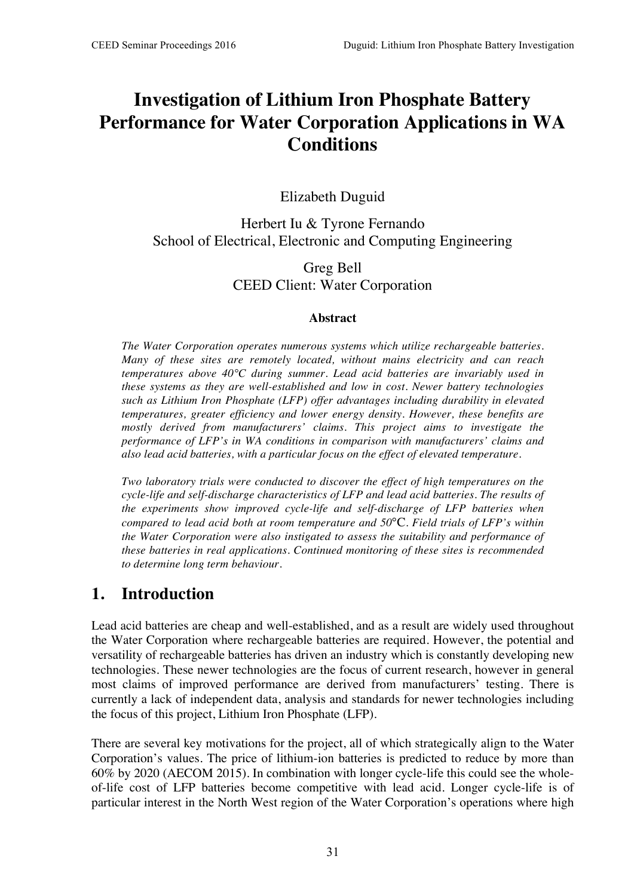# Investigation of Lithium Iron Phosphate Battery Performance for Water Corporation Applications in WA Conditions

Elizabeth Duguid

Herbert Iu & Tyrone Fernando
School of Electrical, Electronic and Computing Engineering

Greg Bell
CEED Client: Water Corporation

### Abstract

*The Water Corporation operates numerous systems which utilize rechargeable batteries. Many of these sites are remotely located, without mains electricity and can reach temperatures above 40°C during summer. Lead acid batteries are invariably used in these systems as they are well-established and low in cost. Newer battery technologies such as Lithium Iron Phosphate (LFP) offer advantages including durability in elevated temperatures, greater efficiency and lower energy density. However, these benefits are mostly derived from manufacturers' claims. This project aims to investigate the performance of LFP's in WA conditions in comparison with manufacturers' claims and also lead acid batteries, with a particular focus on the effect of elevated temperature.*

*Two laboratory trials were conducted to discover the effect of high temperatures on the cycle-life and self-discharge characteristics of LFP and lead acid batteries. The results of the experiments show improved cycle-life and self-discharge of LFP batteries when compared to lead acid both at room temperature and 50°C. Field trials of LFP's within the Water Corporation were also instigated to assess the suitability and performance of these batteries in real applications. Continued monitoring of these sites is recommended to determine long term behaviour.*

## 1. Introduction

Lead acid batteries are cheap and well-established, and as a result are widely used throughout the Water Corporation where rechargeable batteries are required. However, the potential and versatility of rechargeable batteries has driven an industry which is constantly developing new technologies. These newer technologies are the focus of current research, however in general most claims of improved performance are derived from manufacturers' testing. There is currently a lack of independent data, analysis and standards for newer technologies including the focus of this project, Lithium Iron Phosphate (LFP).

There are several key motivations for the project, all of which strategically align to the Water Corporation's values. The price of lithium-ion batteries is predicted to reduce by more than 60% by 2020 (AECOM 2015). In combination with longer cycle-life this could see the whole-of-life cost of LFP batteries become competitive with lead acid. Longer cycle-life is of particular interest in the North West region of the Water Corporation's operations where high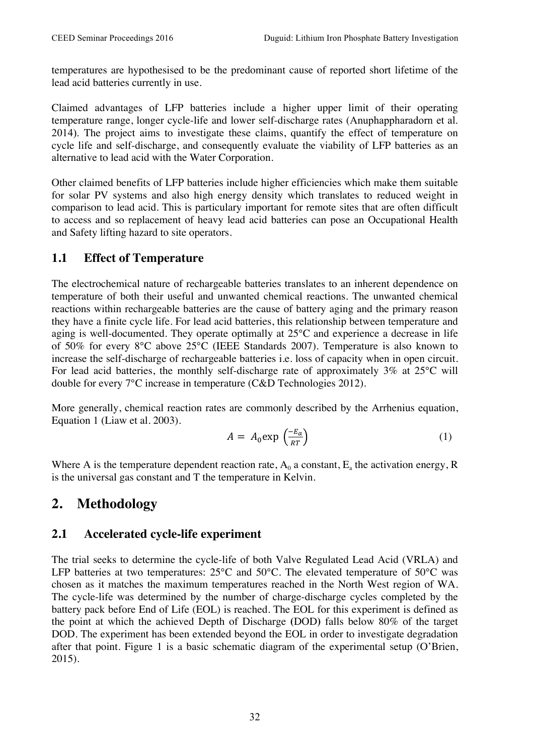temperatures are hypothesised to be the predominant cause of reported short lifetime of the lead acid batteries currently in use.

Claimed advantages of LFP batteries include a higher upper limit of their operating temperature range, longer cycle-life and lower self-discharge rates (Anuphappharadorn et al. 2014). The project aims to investigate these claims, quantify the effect of temperature on cycle life and self-discharge, and consequently evaluate the viability of LFP batteries as an alternative to lead acid with the Water Corporation.

Other claimed benefits of LFP batteries include higher efficiencies which make them suitable for solar PV systems and also high energy density which translates to reduced weight in comparison to lead acid. This is particulary important for remote sites that are often difficult to access and so replacement of heavy lead acid batteries can pose an Occupational Health and Safety lifting hazard to site operators.

### 1.1 Effect of Temperature

The electrochemical nature of rechargeable batteries translates to an inherent dependence on temperature of both their useful and unwanted chemical reactions. The unwanted chemical reactions within rechargeable batteries are the cause of battery aging and the primary reason they have a finite cycle life. For lead acid batteries, this relationship between temperature and aging is well-documented. They operate optimally at 25°C and experience a decrease in life of 50% for every 8°C above 25°C (IEEE Standards 2007). Temperature is also known to increase the self-discharge of rechargeable batteries i.e. loss of capacity when in open circuit. For lead acid batteries, the monthly self-discharge rate of approximately 3% at 25°C will double for every 7°C increase in temperature (C&D Technologies 2012).

More generally, chemical reaction rates are commonly described by the Arrhenius equation, Equation 1 (Liaw et al. 2003).

$$A = A_0 \exp\left(\frac{-E_a}{RT}\right) \tag{1}$$

Where A is the temperature dependent reaction rate, $A_0$ a constant, $E_a$ the activation energy, R is the universal gas constant and T the temperature in Kelvin.

## 2. Methodology

### 2.1 Accelerated cycle-life experiment

The trial seeks to determine the cycle-life of both Valve Regulated Lead Acid (VRLA) and LFP batteries at two temperatures: 25°C and 50°C. The elevated temperature of 50°C was chosen as it matches the maximum temperatures reached in the North West region of WA. The cycle-life was determined by the number of charge-discharge cycles completed by the battery pack before End of Life (EOL) is reached. The EOL for this experiment is defined as the point at which the achieved Depth of Discharge (DOD) falls below 80% of the target DOD. The experiment has been extended beyond the EOL in order to investigate degradation after that point. Figure 1 is a basic schematic diagram of the experimental setup (O'Brien, 2015).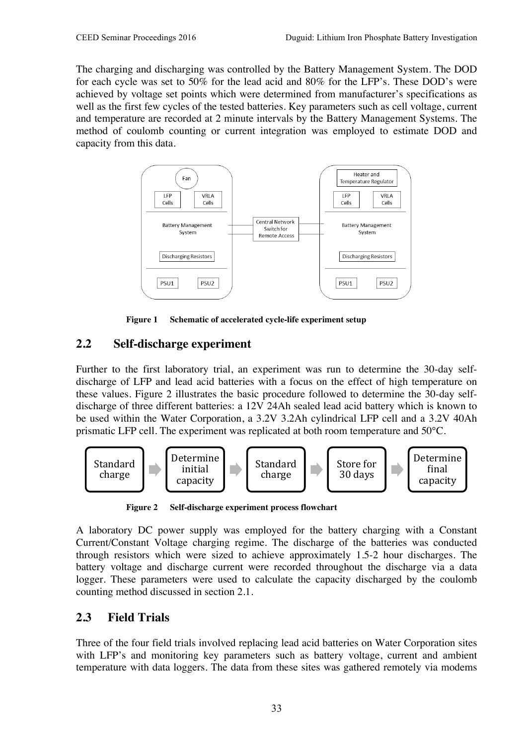The charging and discharging was controlled by the Battery Management System. The DOD for each cycle was set to 50% for the lead acid and 80% for the LFP's. These DOD's were achieved by voltage set points which were determined from manufacturer's specifications as well as the first few cycles of the tested batteries. Key parameters such as cell voltage, current and temperature are recorded at 2 minute intervals by the Battery Management Systems. The method of coulomb counting or current integration was employed to estimate DOD and capacity from this data.

**Figure 1 Schematic of accelerated cycle-life experiment setup**

## 2.2 Self-discharge experiment

Further to the first laboratory trial, an experiment was run to determine the 30-day self-discharge of LFP and lead acid batteries with a focus on the effect of high temperature on these values. Figure 2 illustrates the basic procedure followed to determine the 30-day self-discharge of three different batteries: a 12V 24Ah sealed lead acid battery which is known to be used within the Water Corporation, a 3.2V 3.2Ah cylindrical LFP cell and a 3.2V 40Ah prismatic LFP cell. The experiment was replicated at both room temperature and 50°C.

Standard charge → Determine initial capacity → Standard charge → Store for 30 days → Determine final capacity

**Figure 2 Self-discharge experiment process flowchart**

A laboratory DC power supply was employed for the battery charging with a Constant Current/Constant Voltage charging regime. The discharge of the batteries was conducted through resistors which were sized to achieve approximately 1.5-2 hour discharges. The battery voltage and discharge current were recorded throughout the discharge via a data logger. These parameters were used to calculate the capacity discharged by the coulomb counting method discussed in section 2.1.

## 2.3 Field Trials

Three of the four field trials involved replacing lead acid batteries on Water Corporation sites with LFP's and monitoring key parameters such as battery voltage, current and ambient temperature with data loggers. The data from these sites was gathered remotely via modems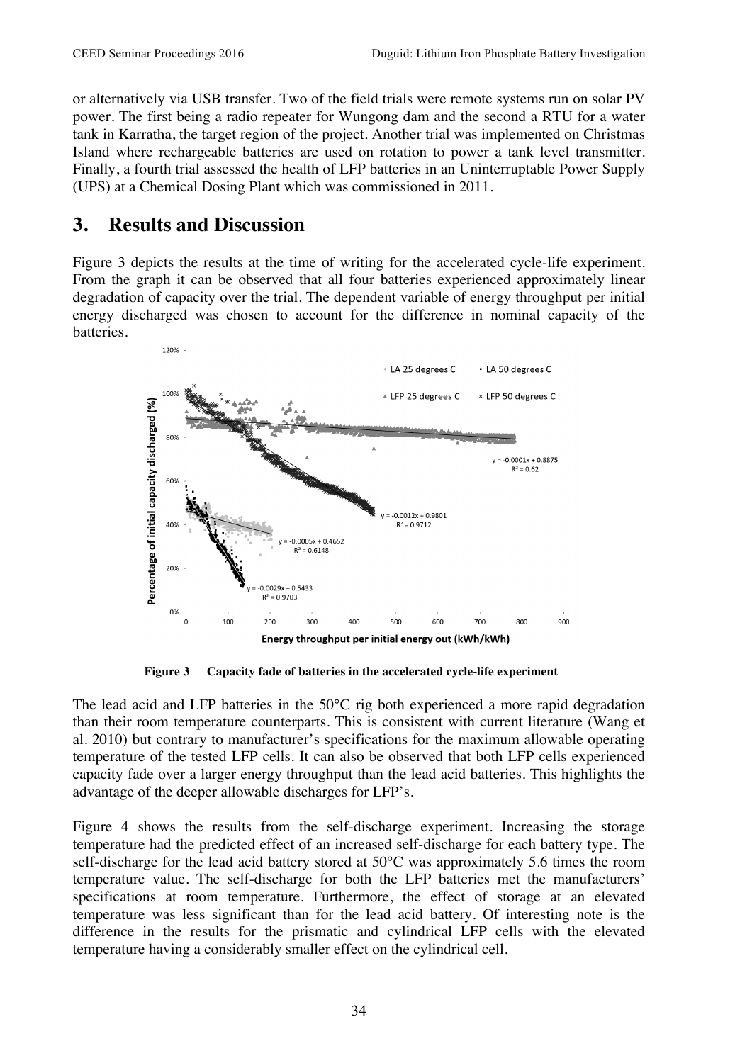or alternatively via USB transfer. Two of the field trials were remote systems run on solar PV power. The first being a radio repeater for Wungong dam and the second a RTU for a water tank in Karratha, the target region of the project. Another trial was implemented on Christmas Island where rechargeable batteries are used on rotation to power a tank level transmitter. Finally, a fourth trial assessed the health of LFP batteries in an Uninterruptable Power Supply (UPS) at a Chemical Dosing Plant which was commissioned in 2011.

## 3. Results and Discussion

Figure 3 depicts the results at the time of writing for the accelerated cycle-life experiment. From the graph it can be observed that all four batteries experienced approximately linear degradation of capacity over the trial. The dependent variable of energy throughput per initial energy discharged was chosen to account for the difference in nominal capacity of the batteries.

**Figure 3 Capacity fade of batteries in the accelerated cycle-life experiment**

The lead acid and LFP batteries in the 50°C rig both experienced a more rapid degradation than their room temperature counterparts. This is consistent with current literature (Wang et al. 2010) but contrary to manufacturer's specifications for the maximum allowable operating temperature of the tested LFP cells. It can also be observed that both LFP cells experienced capacity fade over a larger energy throughput than the lead acid batteries. This highlights the advantage of the deeper allowable discharges for LFP's.

Figure 4 shows the results from the self-discharge experiment. Increasing the storage temperature had the predicted effect of an increased self-discharge for each battery type. The self-discharge for the lead acid battery stored at 50°C was approximately 5.6 times the room temperature value. The self-discharge for both the LFP batteries met the manufacturers' specifications at room temperature. Furthermore, the effect of storage at an elevated temperature was less significant than for the lead acid battery. Of interesting note is the difference in the results for the prismatic and cylindrical LFP cells with the elevated temperature having a considerably smaller effect on the cylindrical cell.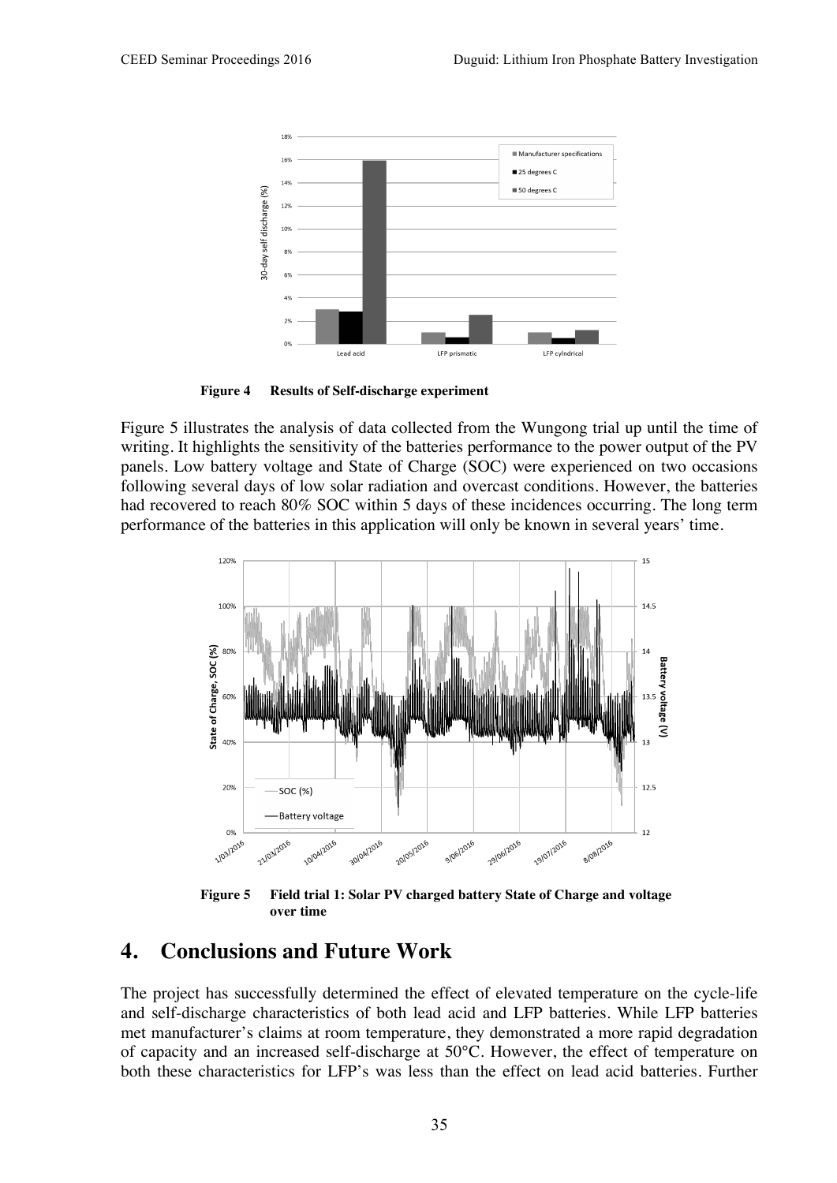Figure 4 Results of Self-discharge experiment

Figure 5 illustrates the analysis of data collected from the Wungong trial up until the time of writing. It highlights the sensitivity of the batteries performance to the power output of the PV panels. Low battery voltage and State of Charge (SOC) were experienced on two occasions following several days of low solar radiation and overcast conditions. However, the batteries had recovered to reach 80% SOC within 5 days of these incidences occurring. The long term performance of the batteries in this application will only be known in several years' time.

Figure 5 Field trial 1: Solar PV charged battery State of Charge and voltage over time

# 4. Conclusions and Future Work

The project has successfully determined the effect of elevated temperature on the cycle-life and self-discharge characteristics of both lead acid and LFP batteries. While LFP batteries met manufacturer's claims at room temperature, they demonstrated a more rapid degradation of capacity and an increased self-discharge at 50°C. However, the effect of temperature on both these characteristics for LFP's was less than the effect on lead acid batteries. Further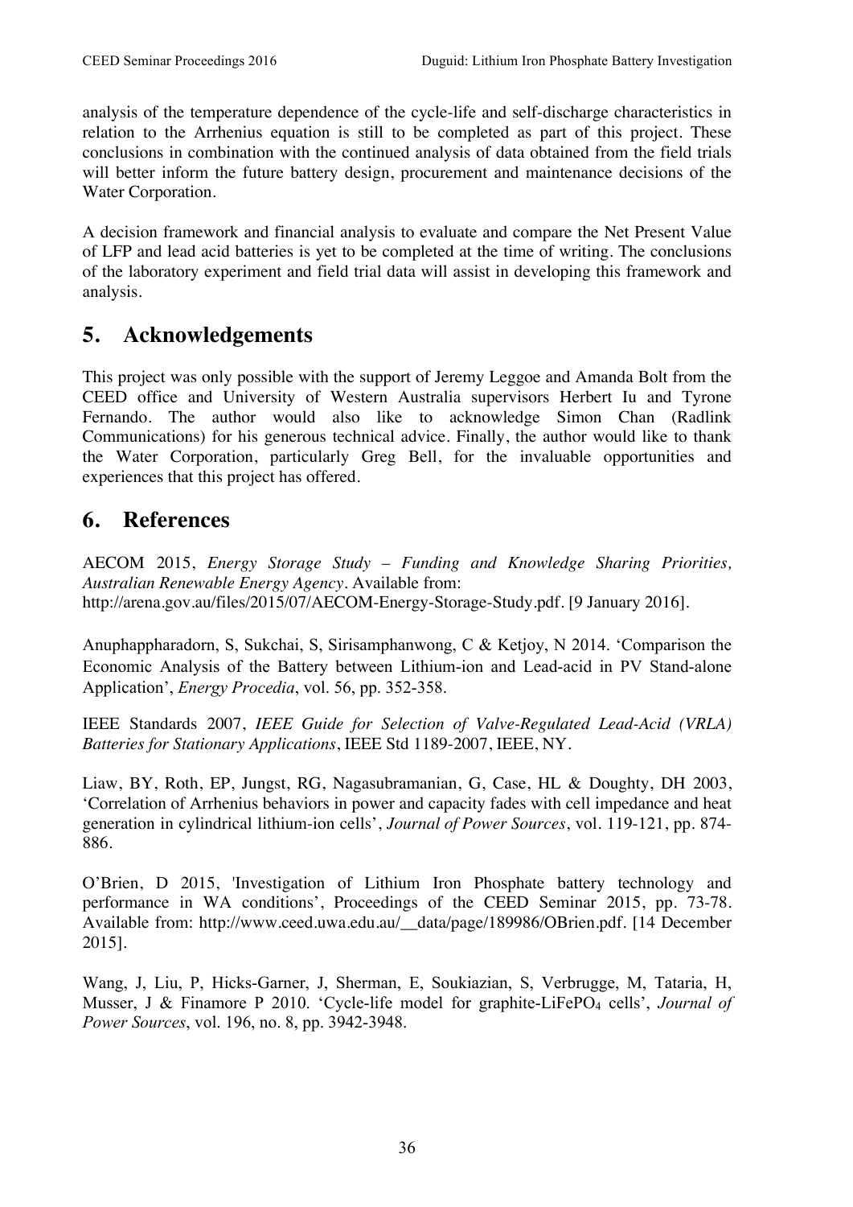analysis of the temperature dependence of the cycle-life and self-discharge characteristics in relation to the Arrhenius equation is still to be completed as part of this project. These conclusions in combination with the continued analysis of data obtained from the field trials will better inform the future battery design, procurement and maintenance decisions of the Water Corporation.

A decision framework and financial analysis to evaluate and compare the Net Present Value of LFP and lead acid batteries is yet to be completed at the time of writing. The conclusions of the laboratory experiment and field trial data will assist in developing this framework and analysis.

# 5. Acknowledgements

This project was only possible with the support of Jeremy Leggoe and Amanda Bolt from the CEED office and University of Western Australia supervisors Herbert Iu and Tyrone Fernando. The author would also like to acknowledge Simon Chan (Radlink Communications) for his generous technical advice. Finally, the author would like to thank the Water Corporation, particularly Greg Bell, for the invaluable opportunities and experiences that this project has offered.

# 6. References

AECOM 2015, *Energy Storage Study – Funding and Knowledge Sharing Priorities, Australian Renewable Energy Agency*. Available from: http://arena.gov.au/files/2015/07/AECOM-Energy-Storage-Study.pdf. [9 January 2016].

Anuphappharadorn, S, Sukchai, S, Sirisamphanwong, C & Ketjoy, N 2014. 'Comparison the Economic Analysis of the Battery between Lithium-ion and Lead-acid in PV Stand-alone Application', *Energy Procedia*, vol. 56, pp. 352-358.

IEEE Standards 2007, *IEEE Guide for Selection of Valve-Regulated Lead-Acid (VRLA) Batteries for Stationary Applications*, IEEE Std 1189-2007, IEEE, NY.

Liaw, BY, Roth, EP, Jungst, RG, Nagasubramanian, G, Case, HL & Doughty, DH 2003, 'Correlation of Arrhenius behaviors in power and capacity fades with cell impedance and heat generation in cylindrical lithium-ion cells', *Journal of Power Sources*, vol. 119-121, pp. 874-886.

O'Brien, D 2015, 'Investigation of Lithium Iron Phosphate battery technology and performance in WA conditions', Proceedings of the CEED Seminar 2015, pp. 73-78. Available from: http://www.ceed.uwa.edu.au/__data/page/189986/OBrien.pdf. [14 December 2015].

Wang, J, Liu, P, Hicks-Garner, J, Sherman, E, Soukiazian, S, Verbrugge, M, Tataria, H, Musser, J & Finamore P 2010. 'Cycle-life model for graphite-$LiFePO_4$ cells', *Journal of Power Sources*, vol. 196, no. 8, pp. 3942-3948.